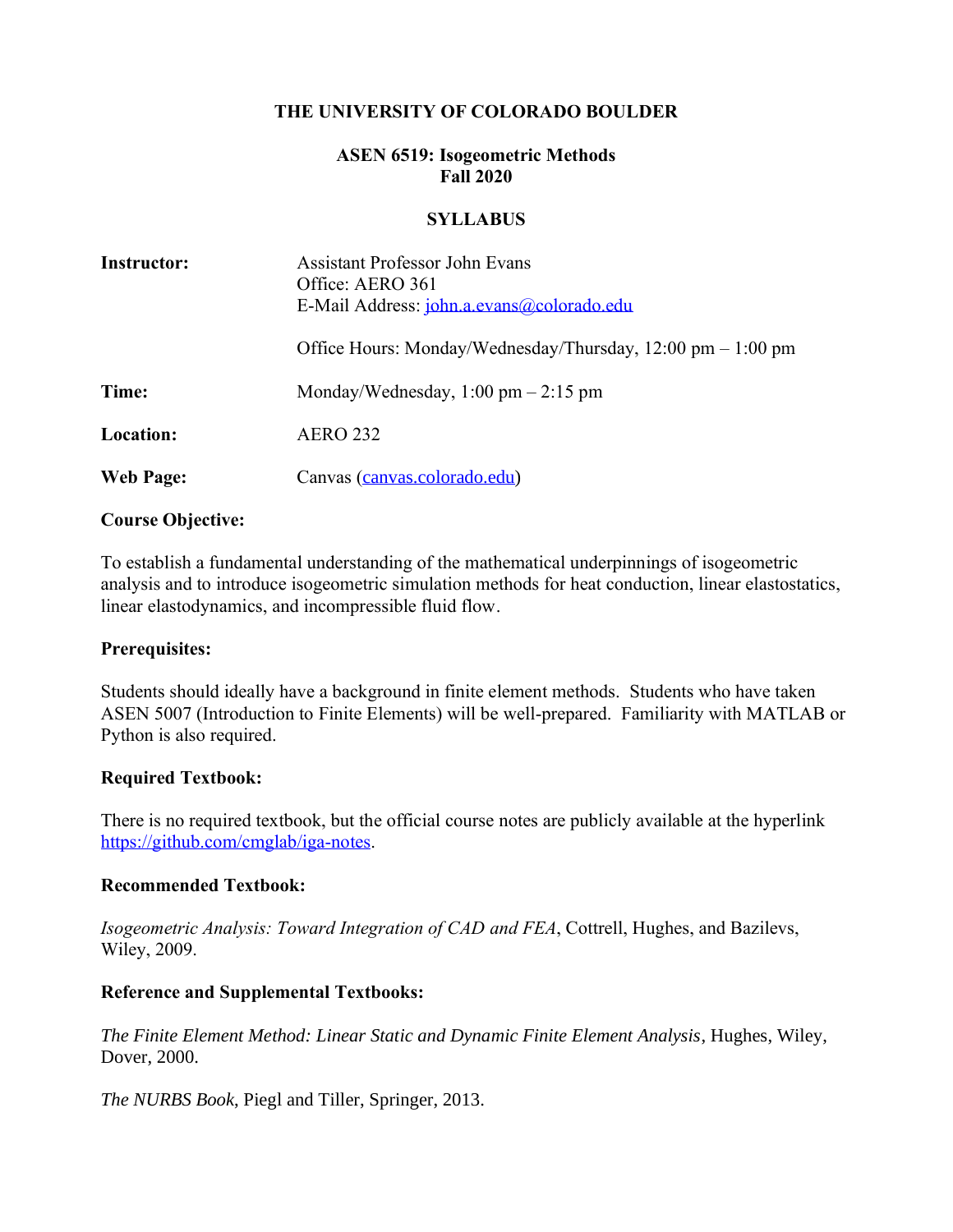# THE UNIVERSITY OF COLORADO BOULDER

## ASEN 6519: Isogeometric Methods
## Fall 2020

## SYLLABUS

**Instructor:** Assistant Professor John Evans
Office: AERO 361
E-Mail Address: john.a.evans@colorado.edu

Office Hours: Monday/Wednesday/Thursday, 12:00 pm – 1:00 pm

**Time:** Monday/Wednesday, 1:00 pm – 2:15 pm

**Location:** AERO 232

**Web Page:** Canvas (canvas.colorado.edu)

### Course Objective:

To establish a fundamental understanding of the mathematical underpinnings of isogeometric analysis and to introduce isogeometric simulation methods for heat conduction, linear elastostatics, linear elastodynamics, and incompressible fluid flow.

### Prerequisites:

Students should ideally have a background in finite element methods. Students who have taken ASEN 5007 (Introduction to Finite Elements) will be well-prepared. Familiarity with MATLAB or Python is also required.

### Required Textbook:

There is no required textbook, but the official course notes are publicly available at the hyperlink https://github.com/cmglab/iga-notes.

### Recommended Textbook:

*Isogeometric Analysis: Toward Integration of CAD and FEA*, Cottrell, Hughes, and Bazilevs, Wiley, 2009.

### Reference and Supplemental Textbooks:

*The Finite Element Method: Linear Static and Dynamic Finite Element Analysis*, Hughes, Wiley, Dover, 2000.

*The NURBS Book*, Piegl and Tiller, Springer, 2013.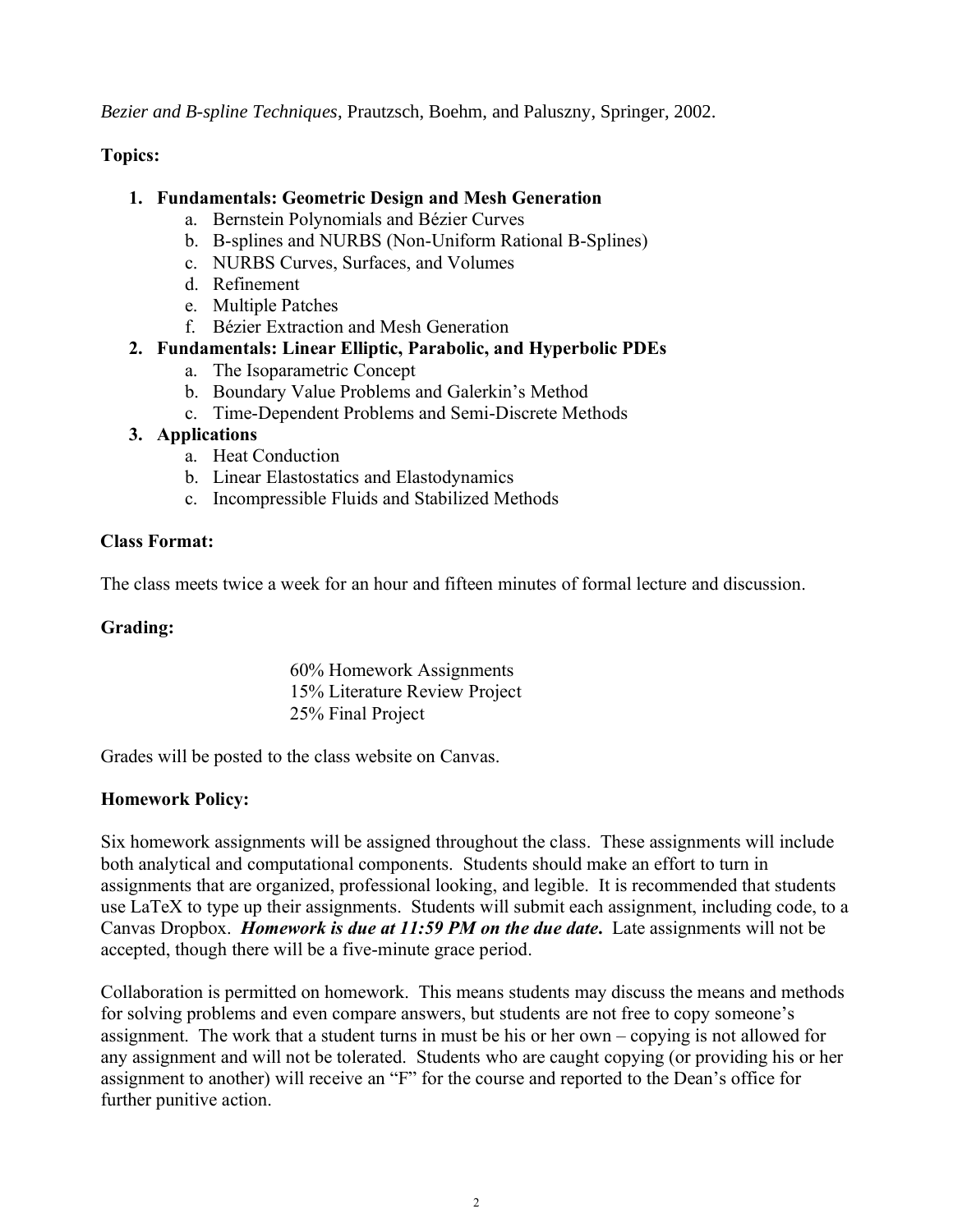*Bezier and B-spline Techniques*, Prautzsch, Boehm, and Paluszny, Springer, 2002.

**Topics:**

1. **Fundamentals: Geometric Design and Mesh Generation**
   a. Bernstein Polynomials and Bézier Curves
   b. B-splines and NURBS (Non-Uniform Rational B-Splines)
   c. NURBS Curves, Surfaces, and Volumes
   d. Refinement
   e. Multiple Patches
   f. Bézier Extraction and Mesh Generation
2. **Fundamentals: Linear Elliptic, Parabolic, and Hyperbolic PDEs**
   a. The Isoparametric Concept
   b. Boundary Value Problems and Galerkin's Method
   c. Time-Dependent Problems and Semi-Discrete Methods
3. **Applications**
   a. Heat Conduction
   b. Linear Elastostatics and Elastodynamics
   c. Incompressible Fluids and Stabilized Methods

**Class Format:**

The class meets twice a week for an hour and fifteen minutes of formal lecture and discussion.

**Grading:**

60% Homework Assignments
15% Literature Review Project
25% Final Project

Grades will be posted to the class website on Canvas.

**Homework Policy:**

Six homework assignments will be assigned throughout the class. These assignments will include both analytical and computational components. Students should make an effort to turn in assignments that are organized, professional looking, and legible. It is recommended that students use LaTeX to type up their assignments. Students will submit each assignment, including code, to a Canvas Dropbox. ***Homework is due at 11:59 PM on the due date.*** Late assignments will not be accepted, though there will be a five-minute grace period.

Collaboration is permitted on homework. This means students may discuss the means and methods for solving problems and even compare answers, but students are not free to copy someone's assignment. The work that a student turns in must be his or her own – copying is not allowed for any assignment and will not be tolerated. Students who are caught copying (or providing his or her assignment to another) will receive an "F" for the course and reported to the Dean's office for further punitive action.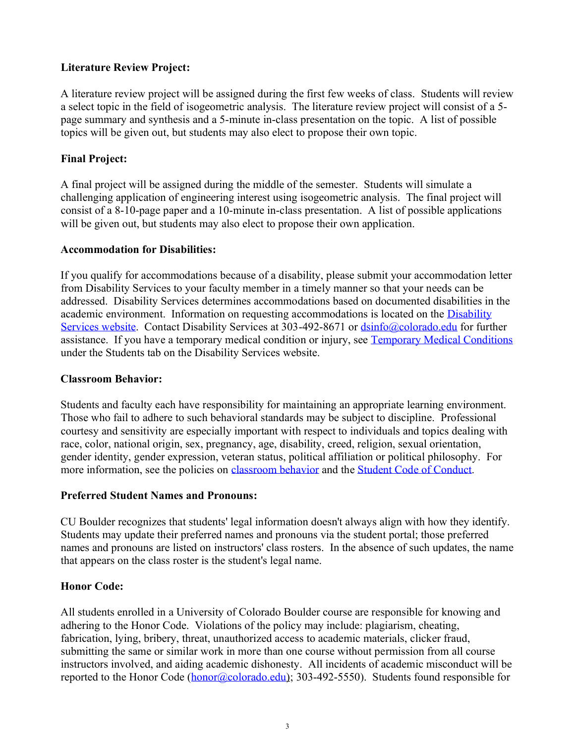**Literature Review Project:**

A literature review project will be assigned during the first few weeks of class. Students will review a select topic in the field of isogeometric analysis. The literature review project will consist of a 5-page summary and synthesis and a 5-minute in-class presentation on the topic. A list of possible topics will be given out, but students may also elect to propose their own topic.

**Final Project:**

A final project will be assigned during the middle of the semester. Students will simulate a challenging application of engineering interest using isogeometric analysis. The final project will consist of a 8-10-page paper and a 10-minute in-class presentation. A list of possible applications will be given out, but students may also elect to propose their own application.

**Accommodation for Disabilities:**

If you qualify for accommodations because of a disability, please submit your accommodation letter from Disability Services to your faculty member in a timely manner so that your needs can be addressed. Disability Services determines accommodations based on documented disabilities in the academic environment. Information on requesting accommodations is located on the Disability Services website. Contact Disability Services at 303-492-8671 or dsinfo@colorado.edu for further assistance. If you have a temporary medical condition or injury, see Temporary Medical Conditions under the Students tab on the Disability Services website.

**Classroom Behavior:**

Students and faculty each have responsibility for maintaining an appropriate learning environment. Those who fail to adhere to such behavioral standards may be subject to discipline. Professional courtesy and sensitivity are especially important with respect to individuals and topics dealing with race, color, national origin, sex, pregnancy, age, disability, creed, religion, sexual orientation, gender identity, gender expression, veteran status, political affiliation or political philosophy. For more information, see the policies on classroom behavior and the Student Code of Conduct.

**Preferred Student Names and Pronouns:**

CU Boulder recognizes that students' legal information doesn't always align with how they identify. Students may update their preferred names and pronouns via the student portal; those preferred names and pronouns are listed on instructors' class rosters. In the absence of such updates, the name that appears on the class roster is the student's legal name.

**Honor Code:**

All students enrolled in a University of Colorado Boulder course are responsible for knowing and adhering to the Honor Code. Violations of the policy may include: plagiarism, cheating, fabrication, lying, bribery, threat, unauthorized access to academic materials, clicker fraud, submitting the same or similar work in more than one course without permission from all course instructors involved, and aiding academic dishonesty. All incidents of academic misconduct will be reported to the Honor Code (honor@colorado.edu); 303-492-5550). Students found responsible for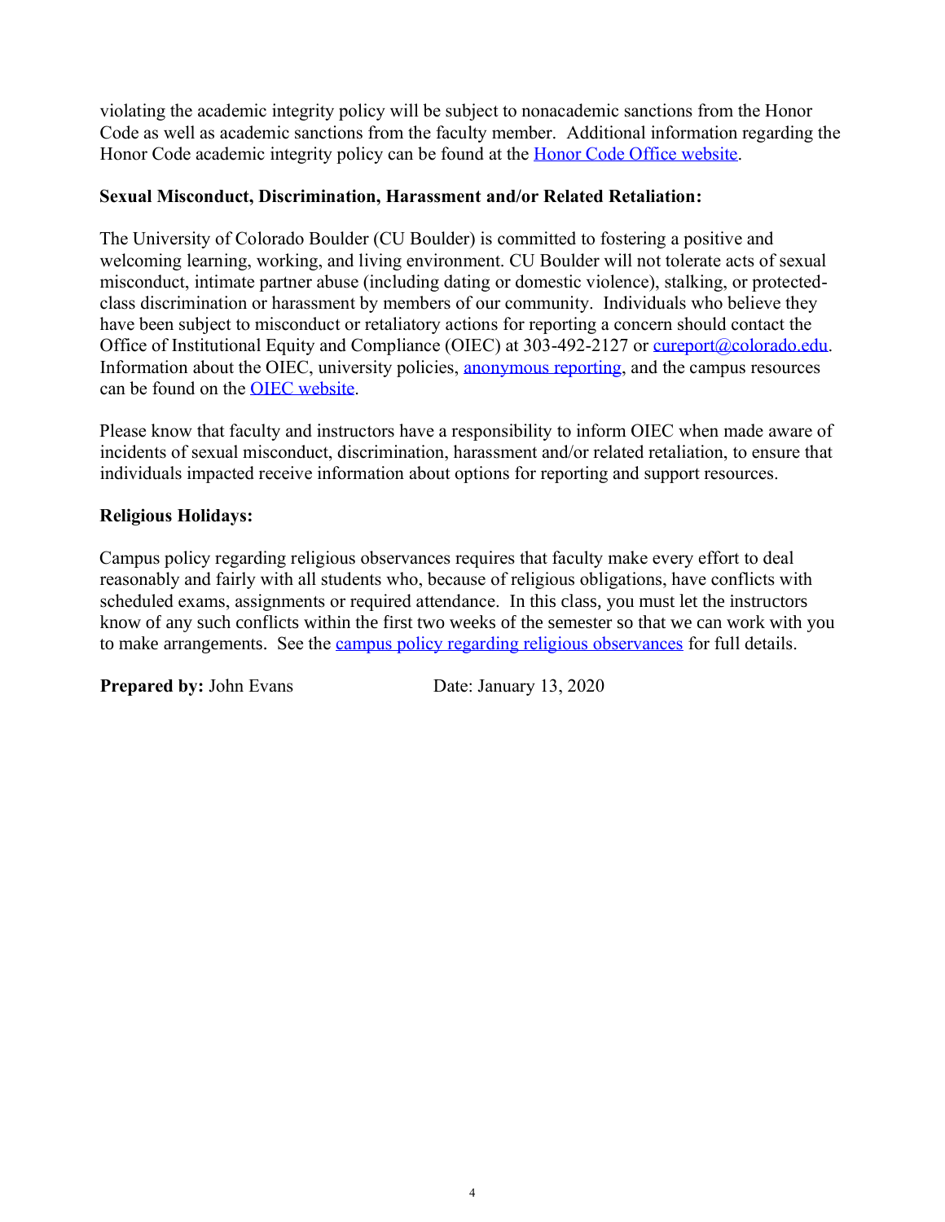violating the academic integrity policy will be subject to nonacademic sanctions from the Honor Code as well as academic sanctions from the faculty member. Additional information regarding the Honor Code academic integrity policy can be found at the Honor Code Office website.

**Sexual Misconduct, Discrimination, Harassment and/or Related Retaliation:**

The University of Colorado Boulder (CU Boulder) is committed to fostering a positive and welcoming learning, working, and living environment. CU Boulder will not tolerate acts of sexual misconduct, intimate partner abuse (including dating or domestic violence), stalking, or protected-class discrimination or harassment by members of our community. Individuals who believe they have been subject to misconduct or retaliatory actions for reporting a concern should contact the Office of Institutional Equity and Compliance (OIEC) at 303-492-2127 or cureport@colorado.edu. Information about the OIEC, university policies, anonymous reporting, and the campus resources can be found on the OIEC website.

Please know that faculty and instructors have a responsibility to inform OIEC when made aware of incidents of sexual misconduct, discrimination, harassment and/or related retaliation, to ensure that individuals impacted receive information about options for reporting and support resources.

**Religious Holidays:**

Campus policy regarding religious observances requires that faculty make every effort to deal reasonably and fairly with all students who, because of religious obligations, have conflicts with scheduled exams, assignments or required attendance. In this class, you must let the instructors know of any such conflicts within the first two weeks of the semester so that we can work with you to make arrangements. See the campus policy regarding religious observances for full details.

**Prepared by:** John Evans Date: January 13, 2020